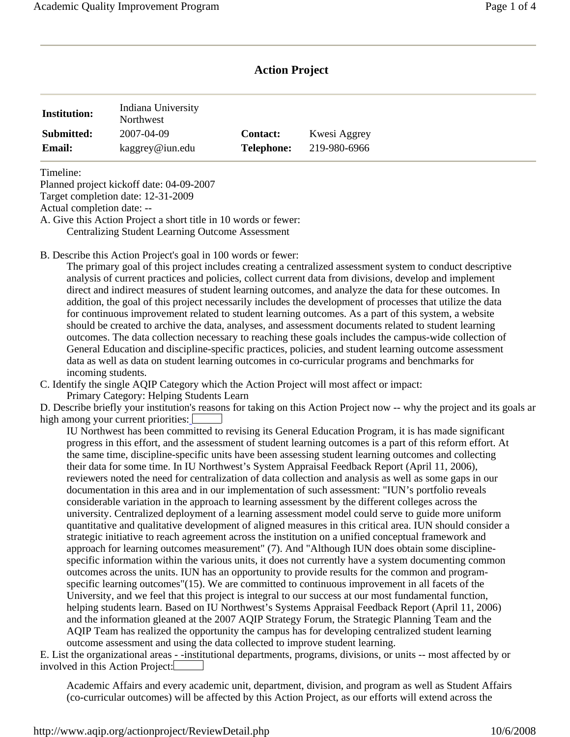## Action Project

| **Institution:** | Indiana University Northwest | | |
|---|---|---|---|
| **Submitted:** | 2007-04-09 | **Contact:** | Kwesi Aggrey |
| **Email:** | kaggrey@iun.edu | **Telephone:** | 219-980-6966 |

Timeline:
Planned project kickoff date: 04-09-2007
Target completion date: 12-31-2009
Actual completion date: --

A. Give this Action Project a short title in 10 words or fewer:

Centralizing Student Learning Outcome Assessment

B. Describe this Action Project's goal in 100 words or fewer:

The primary goal of this project includes creating a centralized assessment system to conduct descriptive analysis of current practices and policies, collect current data from divisions, develop and implement direct and indirect measures of student learning outcomes, and analyze the data for these outcomes. In addition, the goal of this project necessarily includes the development of processes that utilize the data for continuous improvement related to student learning outcomes. As a part of this system, a website should be created to archive the data, analyses, and assessment documents related to student learning outcomes. The data collection necessary to reaching these goals includes the campus-wide collection of General Education and discipline-specific practices, policies, and student learning outcome assessment data as well as data on student learning outcomes in co-curricular programs and benchmarks for incoming students.

C. Identify the single AQIP Category which the Action Project will most affect or impact:

Primary Category: Helping Students Learn

D. Describe briefly your institution's reasons for taking on this Action Project now -- why the project and its goals ar high among your current priorities:

IU Northwest has been committed to revising its General Education Program, it is has made significant progress in this effort, and the assessment of student learning outcomes is a part of this reform effort. At the same time, discipline-specific units have been assessing student learning outcomes and collecting their data for some time. In IU Northwest's System Appraisal Feedback Report (April 11, 2006), reviewers noted the need for centralization of data collection and analysis as well as some gaps in our documentation in this area and in our implementation of such assessment: "IUN's portfolio reveals considerable variation in the approach to learning assessment by the different colleges across the university. Centralized deployment of a learning assessment model could serve to guide more uniform quantitative and qualitative development of aligned measures in this critical area. IUN should consider a strategic initiative to reach agreement across the institution on a unified conceptual framework and approach for learning outcomes measurement" (7). And "Although IUN does obtain some discipline-specific information within the various units, it does not currently have a system documenting common outcomes across the units. IUN has an opportunity to provide results for the common and program-specific learning outcomes"(15). We are committed to continuous improvement in all facets of the University, and we feel that this project is integral to our success at our most fundamental function, helping students learn. Based on IU Northwest's Systems Appraisal Feedback Report (April 11, 2006) and the information gleaned at the 2007 AQIP Strategy Forum, the Strategic Planning Team and the AQIP Team has realized the opportunity the campus has for developing centralized student learning outcome assessment and using the data collected to improve student learning.

E. List the organizational areas - -institutional departments, programs, divisions, or units -- most affected by or involved in this Action Project:

Academic Affairs and every academic unit, department, division, and program as well as Student Affairs (co-curricular outcomes) will be affected by this Action Project, as our efforts will extend across the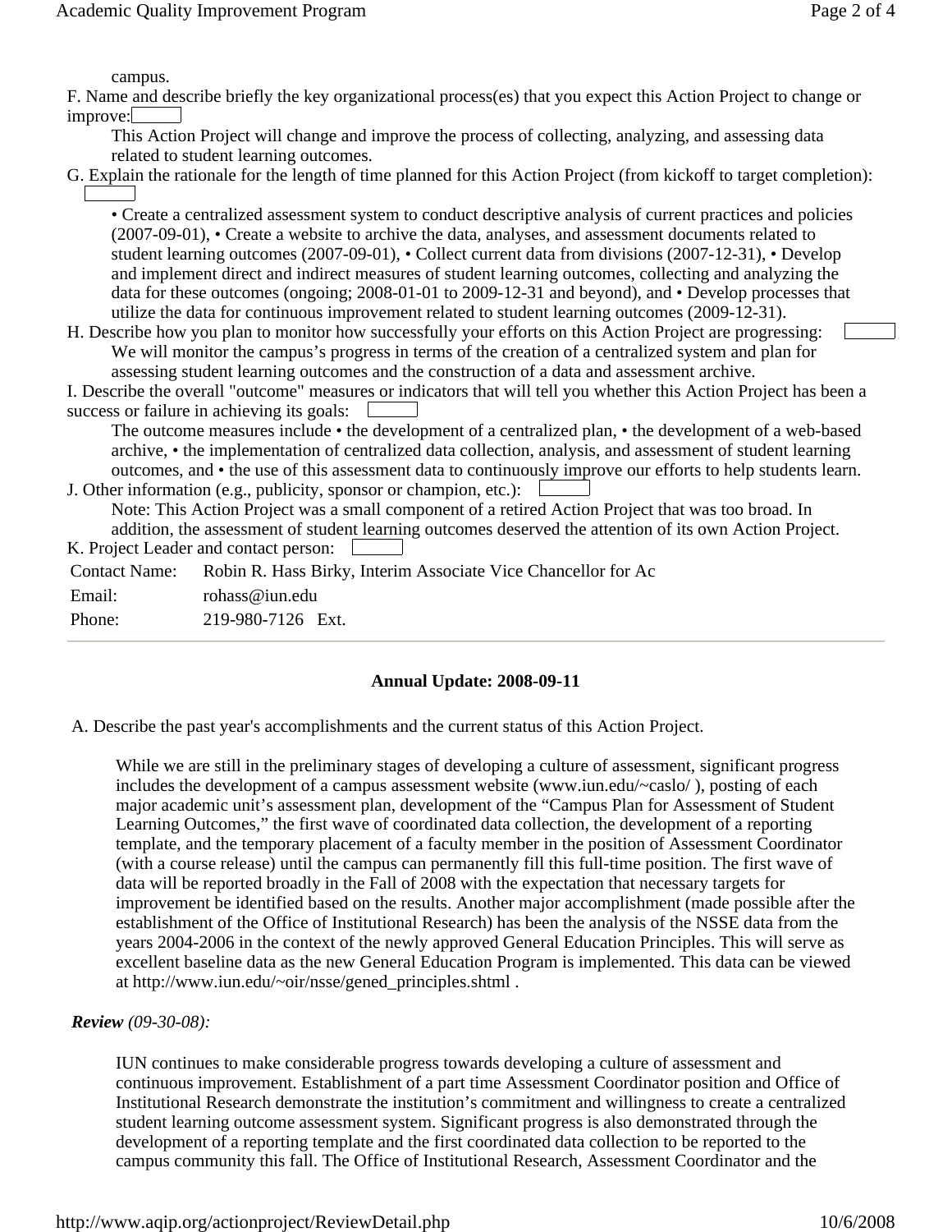campus.

F. Name and describe briefly the key organizational process(es) that you expect this Action Project to change or improve:

This Action Project will change and improve the process of collecting, analyzing, and assessing data related to student learning outcomes.

G. Explain the rationale for the length of time planned for this Action Project (from kickoff to target completion):

• Create a centralized assessment system to conduct descriptive analysis of current practices and policies (2007-09-01), • Create a website to archive the data, analyses, and assessment documents related to student learning outcomes (2007-09-01), • Collect current data from divisions (2007-12-31), • Develop and implement direct and indirect measures of student learning outcomes, collecting and analyzing the data for these outcomes (ongoing; 2008-01-01 to 2009-12-31 and beyond), and • Develop processes that utilize the data for continuous improvement related to student learning outcomes (2009-12-31).

H. Describe how you plan to monitor how successfully your efforts on this Action Project are progressing:

We will monitor the campus's progress in terms of the creation of a centralized system and plan for assessing student learning outcomes and the construction of a data and assessment archive.

I. Describe the overall "outcome" measures or indicators that will tell you whether this Action Project has been a success or failure in achieving its goals:

The outcome measures include • the development of a centralized plan, • the development of a web-based archive, • the implementation of centralized data collection, analysis, and assessment of student learning outcomes, and • the use of this assessment data to continuously improve our efforts to help students learn.

J. Other information (e.g., publicity, sponsor or champion, etc.):

Note: This Action Project was a small component of a retired Action Project that was too broad. In addition, the assessment of student learning outcomes deserved the attention of its own Action Project.

K. Project Leader and contact person:

| | |
|---|---|
| Contact Name: | Robin R. Hass Birky, Interim Associate Vice Chancellor for Ac |
| Email: | rohass@iun.edu |
| Phone: | 219-980-7126 Ext. |

---

**Annual Update: 2008-09-11**

A. Describe the past year's accomplishments and the current status of this Action Project.

While we are still in the preliminary stages of developing a culture of assessment, significant progress includes the development of a campus assessment website (www.iun.edu/~caslo/ ), posting of each major academic unit's assessment plan, development of the "Campus Plan for Assessment of Student Learning Outcomes," the first wave of coordinated data collection, the development of a reporting template, and the temporary placement of a faculty member in the position of Assessment Coordinator (with a course release) until the campus can permanently fill this full-time position. The first wave of data will be reported broadly in the Fall of 2008 with the expectation that necessary targets for improvement be identified based on the results. Another major accomplishment (made possible after the establishment of the Office of Institutional Research) has been the analysis of the NSSE data from the years 2004-2006 in the context of the newly approved General Education Principles. This will serve as excellent baseline data as the new General Education Program is implemented. This data can be viewed at http://www.iun.edu/~oir/nsse/gened_principles.shtml .

***Review*** *(09-30-08):*

IUN continues to make considerable progress towards developing a culture of assessment and continuous improvement. Establishment of a part time Assessment Coordinator position and Office of Institutional Research demonstrate the institution's commitment and willingness to create a centralized student learning outcome assessment system. Significant progress is also demonstrated through the development of a reporting template and the first coordinated data collection to be reported to the campus community this fall. The Office of Institutional Research, Assessment Coordinator and the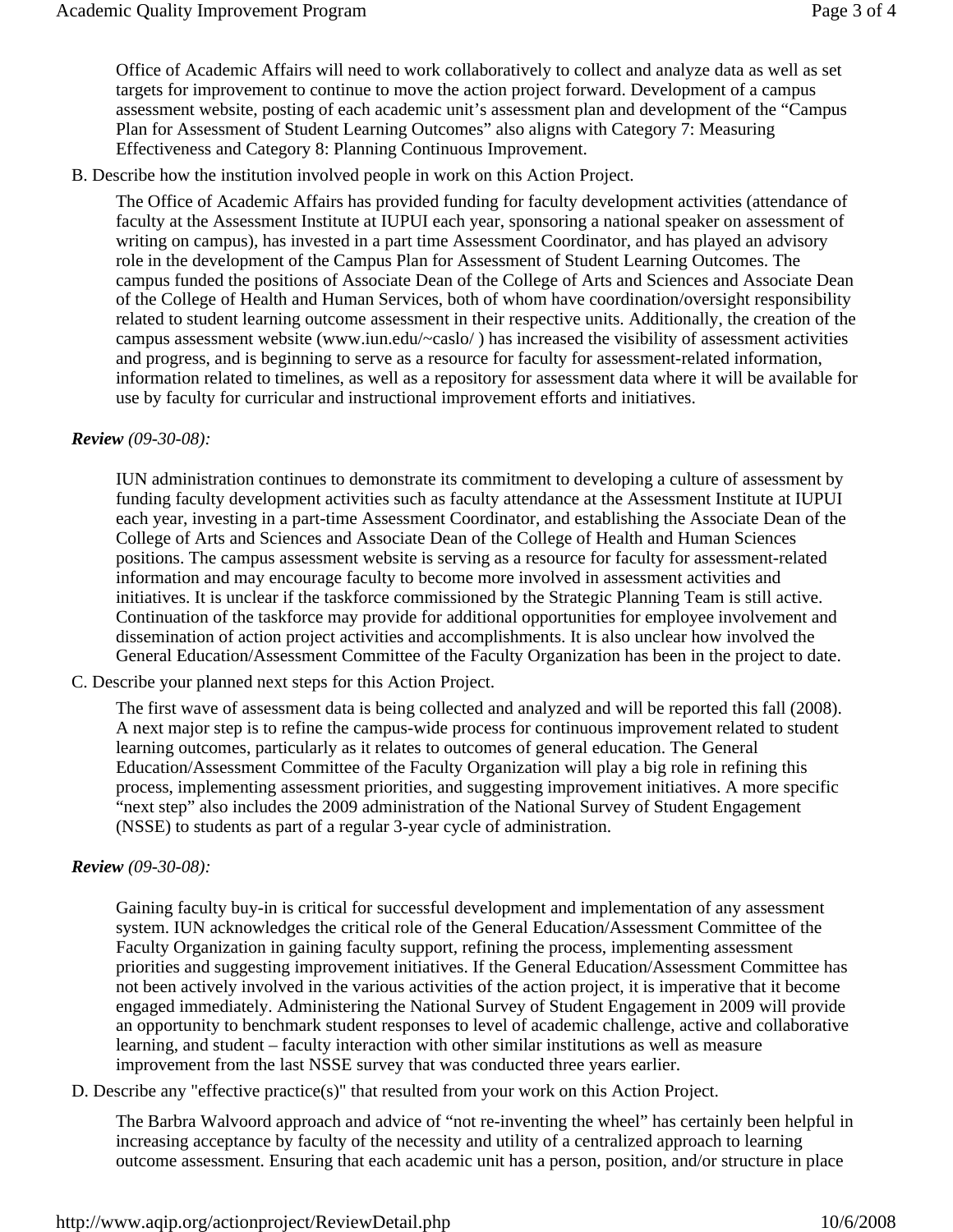Office of Academic Affairs will need to work collaboratively to collect and analyze data as well as set targets for improvement to continue to move the action project forward. Development of a campus assessment website, posting of each academic unit's assessment plan and development of the "Campus Plan for Assessment of Student Learning Outcomes" also aligns with Category 7: Measuring Effectiveness and Category 8: Planning Continuous Improvement.

B. Describe how the institution involved people in work on this Action Project.

The Office of Academic Affairs has provided funding for faculty development activities (attendance of faculty at the Assessment Institute at IUPUI each year, sponsoring a national speaker on assessment of writing on campus), has invested in a part time Assessment Coordinator, and has played an advisory role in the development of the Campus Plan for Assessment of Student Learning Outcomes. The campus funded the positions of Associate Dean of the College of Arts and Sciences and Associate Dean of the College of Health and Human Services, both of whom have coordination/oversight responsibility related to student learning outcome assessment in their respective units. Additionally, the creation of the campus assessment website (www.iun.edu/~caslo/ ) has increased the visibility of assessment activities and progress, and is beginning to serve as a resource for faculty for assessment-related information, information related to timelines, as well as a repository for assessment data where it will be available for use by faculty for curricular and instructional improvement efforts and initiatives.

***Review*** *(09-30-08):*

IUN administration continues to demonstrate its commitment to developing a culture of assessment by funding faculty development activities such as faculty attendance at the Assessment Institute at IUPUI each year, investing in a part-time Assessment Coordinator, and establishing the Associate Dean of the College of Arts and Sciences and Associate Dean of the College of Health and Human Sciences positions. The campus assessment website is serving as a resource for faculty for assessment-related information and may encourage faculty to become more involved in assessment activities and initiatives. It is unclear if the taskforce commissioned by the Strategic Planning Team is still active. Continuation of the taskforce may provide for additional opportunities for employee involvement and dissemination of action project activities and accomplishments. It is also unclear how involved the General Education/Assessment Committee of the Faculty Organization has been in the project to date.

C. Describe your planned next steps for this Action Project.

The first wave of assessment data is being collected and analyzed and will be reported this fall (2008). A next major step is to refine the campus-wide process for continuous improvement related to student learning outcomes, particularly as it relates to outcomes of general education. The General Education/Assessment Committee of the Faculty Organization will play a big role in refining this process, implementing assessment priorities, and suggesting improvement initiatives. A more specific "next step" also includes the 2009 administration of the National Survey of Student Engagement (NSSE) to students as part of a regular 3-year cycle of administration.

***Review*** *(09-30-08):*

Gaining faculty buy-in is critical for successful development and implementation of any assessment system. IUN acknowledges the critical role of the General Education/Assessment Committee of the Faculty Organization in gaining faculty support, refining the process, implementing assessment priorities and suggesting improvement initiatives. If the General Education/Assessment Committee has not been actively involved in the various activities of the action project, it is imperative that it become engaged immediately. Administering the National Survey of Student Engagement in 2009 will provide an opportunity to benchmark student responses to level of academic challenge, active and collaborative learning, and student – faculty interaction with other similar institutions as well as measure improvement from the last NSSE survey that was conducted three years earlier.

D. Describe any "effective practice(s)" that resulted from your work on this Action Project.

The Barbra Walvoord approach and advice of "not re-inventing the wheel" has certainly been helpful in increasing acceptance by faculty of the necessity and utility of a centralized approach to learning outcome assessment. Ensuring that each academic unit has a person, position, and/or structure in place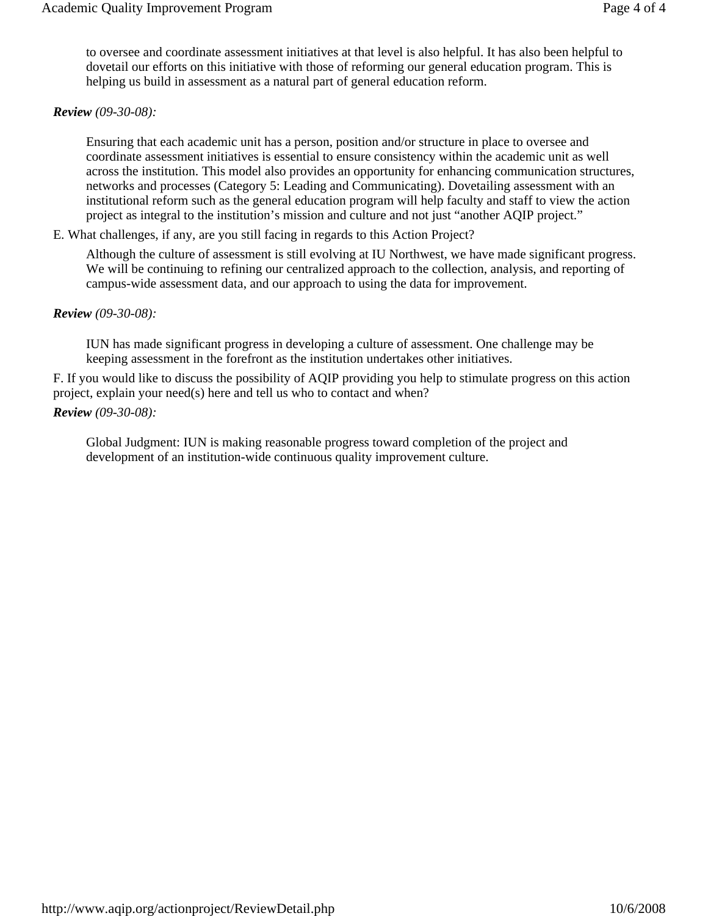to oversee and coordinate assessment initiatives at that level is also helpful. It has also been helpful to dovetail our efforts on this initiative with those of reforming our general education program. This is helping us build in assessment as a natural part of general education reform.

***Review*** *(09-30-08):*

Ensuring that each academic unit has a person, position and/or structure in place to oversee and coordinate assessment initiatives is essential to ensure consistency within the academic unit as well across the institution. This model also provides an opportunity for enhancing communication structures, networks and processes (Category 5: Leading and Communicating). Dovetailing assessment with an institutional reform such as the general education program will help faculty and staff to view the action project as integral to the institution's mission and culture and not just "another AQIP project."

E. What challenges, if any, are you still facing in regards to this Action Project?

Although the culture of assessment is still evolving at IU Northwest, we have made significant progress. We will be continuing to refining our centralized approach to the collection, analysis, and reporting of campus-wide assessment data, and our approach to using the data for improvement.

***Review*** *(09-30-08):*

IUN has made significant progress in developing a culture of assessment. One challenge may be keeping assessment in the forefront as the institution undertakes other initiatives.

F. If you would like to discuss the possibility of AQIP providing you help to stimulate progress on this action project, explain your need(s) here and tell us who to contact and when?

***Review*** *(09-30-08):*

Global Judgment: IUN is making reasonable progress toward completion of the project and development of an institution-wide continuous quality improvement culture.